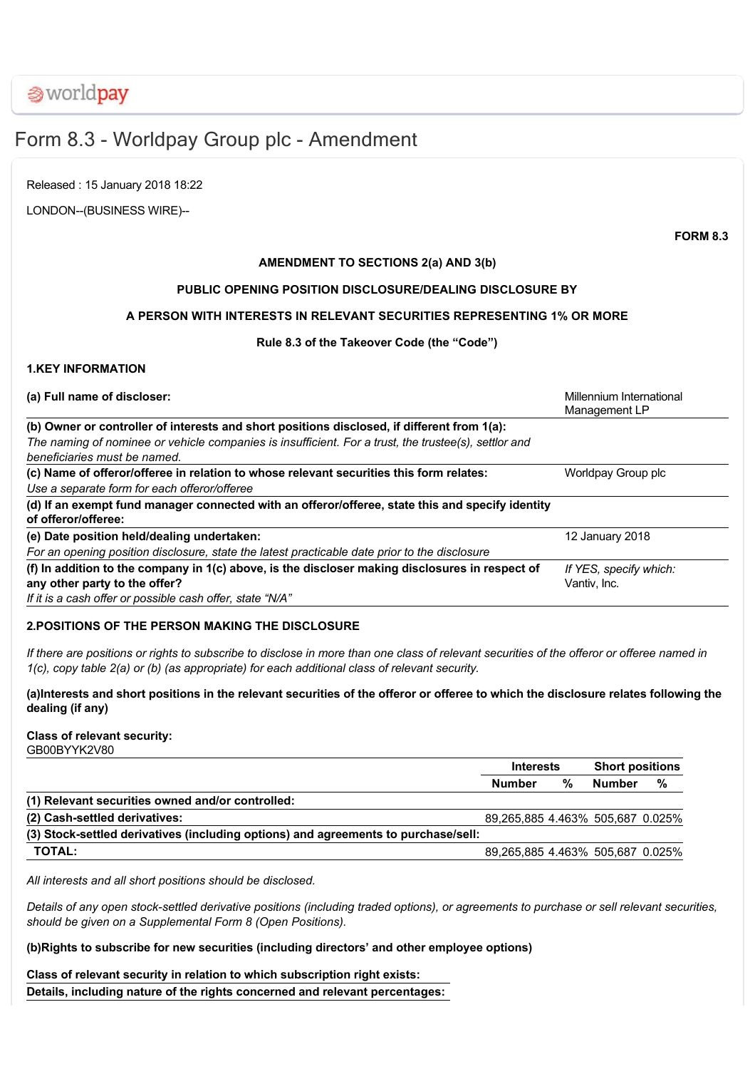worldpay

# Form 8.3 - Worldpay Group plc - Amendment

Released : 15 January 2018 18:22

LONDON--(BUSINESS WIRE)--

**FORM 8.3**

**AMENDMENT TO SECTIONS 2(a) AND 3(b)**

**PUBLIC OPENING POSITION DISCLOSURE/DEALING DISCLOSURE BY**

**A PERSON WITH INTERESTS IN RELEVANT SECURITIES REPRESENTING 1% OR MORE**

**Rule 8.3 of the Takeover Code (the "Code")**

## 1.KEY INFORMATION

| | |
|---|---|
| **(a) Full name of discloser:** | Millennium International Management LP |
| **(b) Owner or controller of interests and short positions disclosed, if different from 1(a):** *The naming of nominee or vehicle companies is insufficient. For a trust, the trustee(s), settlor and beneficiaries must be named.* | |
| **(c) Name of offeror/offeree in relation to whose relevant securities this form relates:** *Use a separate form for each offeror/offeree* | Worldpay Group plc |
| **(d) If an exempt fund manager connected with an offeror/offeree, state this and specify identity of offeror/offeree:** | |
| **(e) Date position held/dealing undertaken:** *For an opening position disclosure, state the latest practicable date prior to the disclosure* | 12 January 2018 |
| **(f) In addition to the company in 1(c) above, is the discloser making disclosures in respect of any other party to the offer?** *If it is a cash offer or possible cash offer, state "N/A"* | *If YES, specify which:* Vantiv, Inc. |

## 2.POSITIONS OF THE PERSON MAKING THE DISCLOSURE

*If there are positions or rights to subscribe to disclose in more than one class of relevant securities of the offeror or offeree named in 1(c), copy table 2(a) or (b) (as appropriate) for each additional class of relevant security.*

**(a)Interests and short positions in the relevant securities of the offeror or offeree to which the disclosure relates following the dealing (if any)**

**Class of relevant security:**
GB00BYYK2V80

| | Interests | | Short positions | |
|---|---|---|---|---|
| | **Number** | **%** | **Number** | **%** |
| **(1) Relevant securities owned and/or controlled:** | | | | |
| **(2) Cash-settled derivatives:** | 89,265,885 | 4.463% | 505,687 | 0.025% |
| **(3) Stock-settled derivatives (including options) and agreements to purchase/sell:** | | | | |
| **TOTAL:** | 89,265,885 | 4.463% | 505,687 | 0.025% |

*All interests and all short positions should be disclosed.*

*Details of any open stock-settled derivative positions (including traded options), or agreements to purchase or sell relevant securities, should be given on a Supplemental Form 8 (Open Positions).*

**(b)Rights to subscribe for new securities (including directors' and other employee options)**

| | |
|---|---|
| **Class of relevant security in relation to which subscription right exists:** | |
| **Details, including nature of the rights concerned and relevant percentages:** | |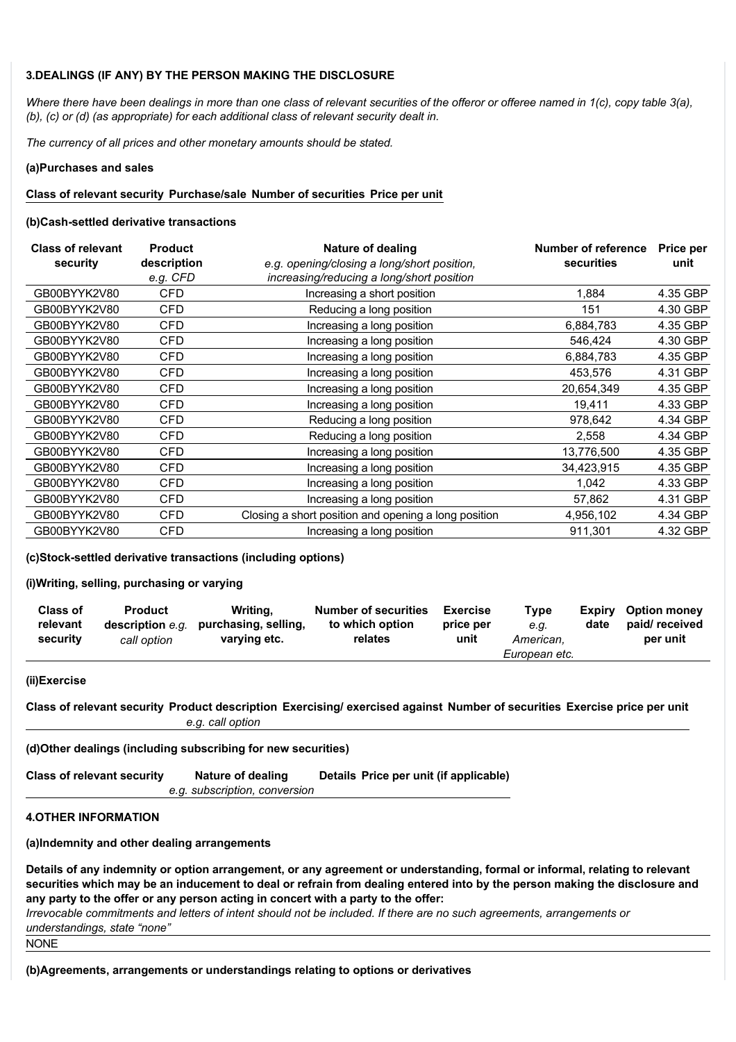### 3.DEALINGS (IF ANY) BY THE PERSON MAKING THE DISCLOSURE

*Where there have been dealings in more than one class of relevant securities of the offeror or offeree named in 1(c), copy table 3(a), (b), (c) or (d) (as appropriate) for each additional class of relevant security dealt in.*

*The currency of all prices and other monetary amounts should be stated.*

#### (a)Purchases and sales

| Class of relevant security | Purchase/sale | Number of securities | Price per unit |
|---|---|---|---|

#### (b)Cash-settled derivative transactions

| Class of relevant security | Product description *e.g. CFD* | Nature of dealing *e.g. opening/closing a long/short position, increasing/reducing a long/short position* | Number of reference securities | Price per unit |
|---|---|---|---|---|
| GB00BYYK2V80 | CFD | Increasing a short position | 1,884 | 4.35 GBP |
| GB00BYYK2V80 | CFD | Reducing a long position | 151 | 4.30 GBP |
| GB00BYYK2V80 | CFD | Increasing a long position | 6,884,783 | 4.35 GBP |
| GB00BYYK2V80 | CFD | Increasing a long position | 546,424 | 4.30 GBP |
| GB00BYYK2V80 | CFD | Increasing a long position | 6,884,783 | 4.35 GBP |
| GB00BYYK2V80 | CFD | Increasing a long position | 453,576 | 4.31 GBP |
| GB00BYYK2V80 | CFD | Increasing a long position | 20,654,349 | 4.35 GBP |
| GB00BYYK2V80 | CFD | Increasing a long position | 19,411 | 4.33 GBP |
| GB00BYYK2V80 | CFD | Reducing a long position | 978,642 | 4.34 GBP |
| GB00BYYK2V80 | CFD | Reducing a long position | 2,558 | 4.34 GBP |
| GB00BYYK2V80 | CFD | Increasing a long position | 13,776,500 | 4.35 GBP |
| GB00BYYK2V80 | CFD | Increasing a long position | 34,423,915 | 4.35 GBP |
| GB00BYYK2V80 | CFD | Increasing a long position | 1,042 | 4.33 GBP |
| GB00BYYK2V80 | CFD | Increasing a long position | 57,862 | 4.31 GBP |
| GB00BYYK2V80 | CFD | Closing a short position and opening a long position | 4,956,102 | 4.34 GBP |
| GB00BYYK2V80 | CFD | Increasing a long position | 911,301 | 4.32 GBP |

#### (c)Stock-settled derivative transactions (including options)

##### (i)Writing, selling, purchasing or varying

| Class of relevant security | Product description *e.g. call option* | Writing, purchasing, selling, varying etc. | Number of securities to which option relates | Exercise price per unit | Type *e.g. American, European etc.* | Expiry date | Option money paid/ received per unit |
|---|---|---|---|---|---|---|---|

##### (ii)Exercise

| Class of relevant security | Product description *e.g. call option* | Exercising/ exercised against | Number of securities | Exercise price per unit |
|---|---|---|---|---|

#### (d)Other dealings (including subscribing for new securities)

| Class of relevant security | Nature of dealing *e.g. subscription, conversion* | Details | Price per unit (if applicable) |
|---|---|---|---|

### 4.OTHER INFORMATION

#### (a)Indemnity and other dealing arrangements

**Details of any indemnity or option arrangement, or any agreement or understanding, formal or informal, relating to relevant securities which may be an inducement to deal or refrain from dealing entered into by the person making the disclosure and any party to the offer or any person acting in concert with a party to the offer:**

*Irrevocable commitments and letters of intent should not be included. If there are no such agreements, arrangements or understandings, state "none"*

NONE

#### (b)Agreements, arrangements or understandings relating to options or derivatives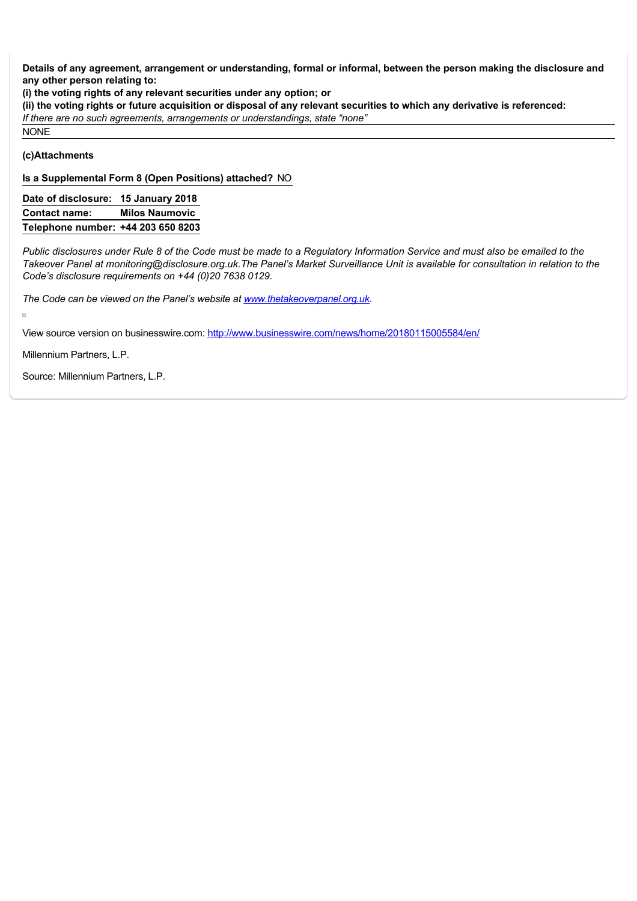**Details of any agreement, arrangement or understanding, formal or informal, between the person making the disclosure and any other person relating to:**
**(i) the voting rights of any relevant securities under any option; or**
**(ii) the voting rights or future acquisition or disposal of any relevant securities to which any derivative is referenced:**
*If there are no such agreements, arrangements or understandings, state "none"*

NONE

**(c)Attachments**

**Is a Supplemental Form 8 (Open Positions) attached?** NO

| | |
|---|---|
| **Date of disclosure:** | **15 January 2018** |
| **Contact name:** | **Milos Naumovic** |
| **Telephone number:** | **+44 203 650 8203** |

*Public disclosures under Rule 8 of the Code must be made to a Regulatory Information Service and must also be emailed to the Takeover Panel at monitoring@disclosure.org.uk.The Panel's Market Surveillance Unit is available for consultation in relation to the Code's disclosure requirements on +44 (0)20 7638 0129.*

*The Code can be viewed on the Panel's website at www.thetakeoverpanel.org.uk.*

View source version on businesswire.com: http://www.businesswire.com/news/home/20180115005584/en/

Millennium Partners, L.P.

Source: Millennium Partners, L.P.